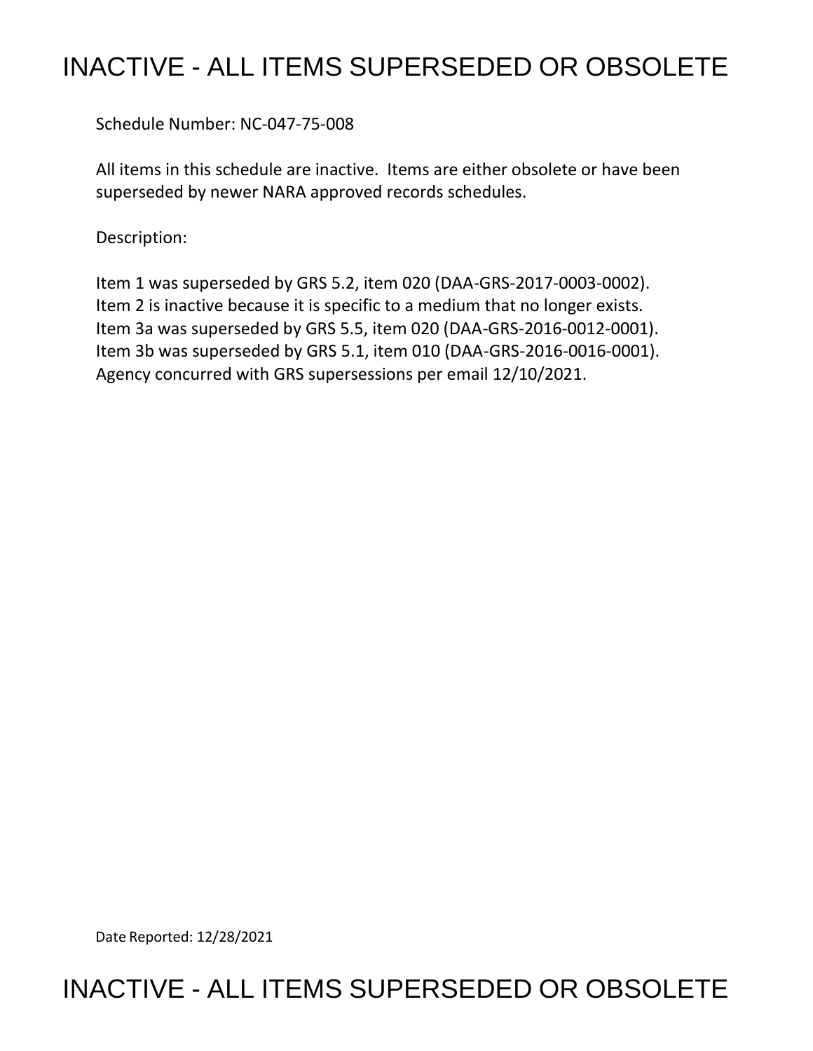# INACTIVE - ALL ITEMS SUPERSEDED OR OBSOLETE

Schedule Number: NC-047-75-008

All items in this schedule are inactive. Items are either obsolete or have been superseded by newer NARA approved records schedules.

Description:

Item 1 was superseded by GRS 5.2, item 020 (DAA-GRS-2017-0003-0002).
Item 2 is inactive because it is specific to a medium that no longer exists.
Item 3a was superseded by GRS 5.5, item 020 (DAA-GRS-2016-0012-0001).
Item 3b was superseded by GRS 5.1, item 010 (DAA-GRS-2016-0016-0001).
Agency concurred with GRS supersessions per email 12/10/2021.

Date Reported: 12/28/2021

# INACTIVE - ALL ITEMS SUPERSEDED OR OBSOLETE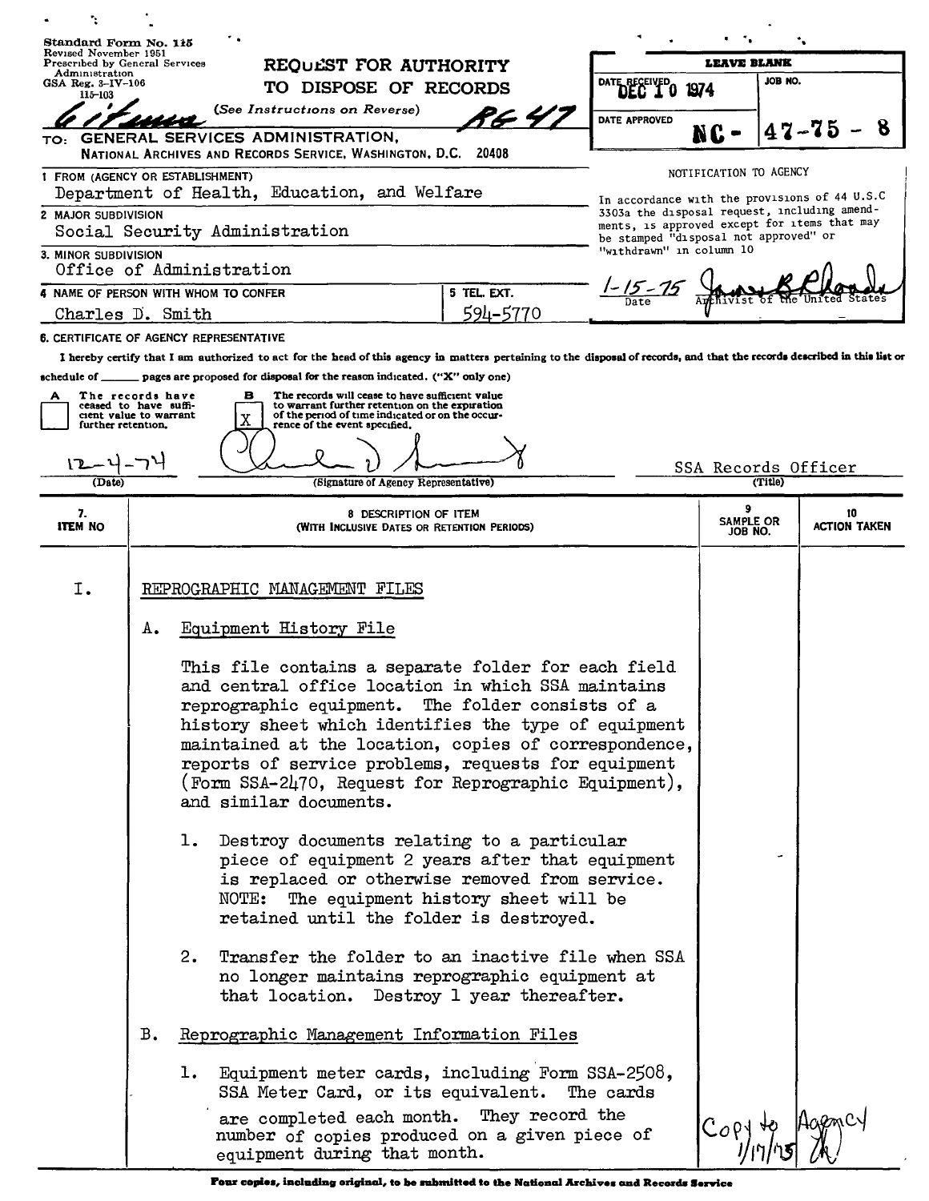Standard Form No. 115
Revised November 1951
Prescribed by General Services Administration
GSA Reg. 3-IV-106
115-103

# REQUEST FOR AUTHORITY TO DISPOSE OF RECORDS

(See Instructions on Reverse)

RG 47

TO: GENERAL SERVICES ADMINISTRATION, NATIONAL ARCHIVES AND RECORDS SERVICE, WASHINGTON, D.C. 20408

| LEAVE BLANK | |
|---|---|
| DATE RECEIVED DEC 10 1974 | JOB NO. |
| DATE APPROVED | NC - 47-75 - 8 |

NOTIFICATION TO AGENCY

In accordance with the provisions of 44 U.S.C 3303a the disposal request, including amendments, is approved except for items that may be stamped "disposal not approved" or "withdrawn" in column 10

1-15-75 — Date — Archivist of the United States

1. FROM (AGENCY OR ESTABLISHMENT): Department of Health, Education, and Welfare
2. MAJOR SUBDIVISION: Social Security Administration
3. MINOR SUBDIVISION: Office of Administration
4. NAME OF PERSON WITH WHOM TO CONFER: Charles D. Smith
5. TEL. EXT.: 594-5770

6. CERTIFICATE OF AGENCY REPRESENTATIVE

I hereby certify that I am authorized to act for the head of this agency in matters pertaining to the disposal of records, and that the records described in this list or schedule of _____ pages are proposed for disposal for the reason indicated. ("X" only one)

A [ ] The records have ceased to have sufficient value to warrant further retention.

B [X] The records will cease to have sufficient value to warrant further retention on the expiration of the period of time indicated or on the occurrence of the event specified.

12-4-74 (Date) — (Signature of Agency Representative) — SSA Records Officer (Title)

| 7. ITEM NO | 8. DESCRIPTION OF ITEM (WITH INCLUSIVE DATES OR RETENTION PERIODS) | 9. SAMPLE OR JOB NO. | 10. ACTION TAKEN |
|---|---|---|---|
| I. | REPROGRAPHIC MANAGEMENT FILES | | |
| | A. Equipment History File | | |
| | This file contains a separate folder for each field and central office location in which SSA maintains reprographic equipment. The folder consists of a history sheet which identifies the type of equipment maintained at the location, copies of correspondence, reports of service problems, requests for equipment (Form SSA-2470, Request for Reprographic Equipment), and similar documents. | | |
| | 1. Destroy documents relating to a particular piece of equipment 2 years after that equipment is replaced or otherwise removed from service. NOTE: The equipment history sheet will be retained until the folder is destroyed. | - | |
| | 2. Transfer the folder to an inactive file when SSA no longer maintains reprographic equipment at that location. Destroy 1 year thereafter. | | |
| | B. Reprographic Management Information Files | | |
| | 1. Equipment meter cards, including Form SSA-2508, SSA Meter Card, or its equivalent. The cards are completed each month. They record the number of copies produced on a given piece of equipment during that month. | Copy to Agency 1/17/75 | |

Four copies, including original, to be submitted to the National Archives and Records Service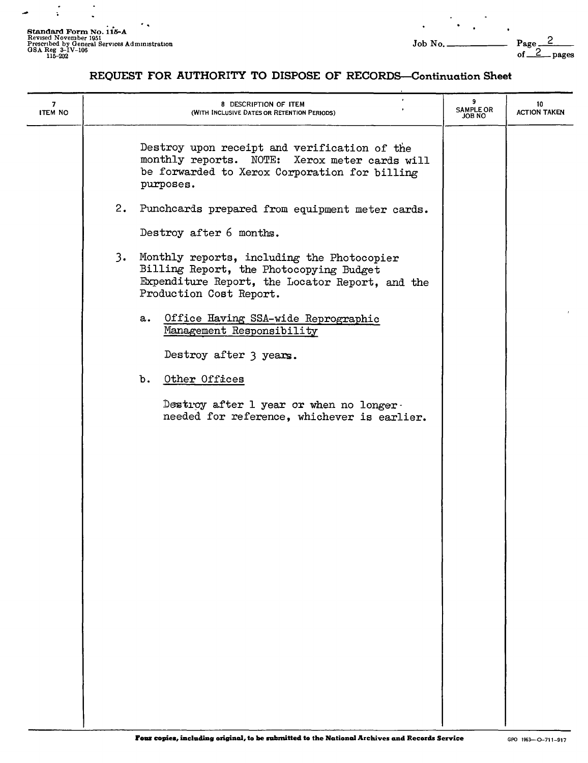Standard Form No. 115-A
Revised November 1951
Prescribed by General Services Administration
GSA Reg 3-IV-106
115-202

Job No. ____________ Page 2 of 2 pages

## REQUEST FOR AUTHORITY TO DISPOSE OF RECORDS—Continuation Sheet

| 7 ITEM NO | 8 DESCRIPTION OF ITEM (WITH INCLUSIVE DATES OR RETENTION PERIODS) | 9 SAMPLE OR JOB NO | 10 ACTION TAKEN |
|---|---|---|---|
| | Destroy upon receipt and verification of the monthly reports. NOTE: Xerox meter cards will be forwarded to Xerox Corporation for billing purposes. | | |
| | 2. Punchcards prepared from equipment meter cards.<br><br>Destroy after 6 months. | | |
| | 3. Monthly reports, including the Photocopier Billing Report, the Photocopying Budget Expenditure Report, the Locator Report, and the Production Cost Report.<br><br>a. Office Having SSA-wide Reprographic Management Responsibility<br><br>Destroy after 3 years.<br><br>b. Other Offices<br><br>Destroy after 1 year or when no longer needed for reference, whichever is earlier. | | |

Four copies, including original, to be submitted to the National Archives and Records Service

GPO 1963—O-711-917